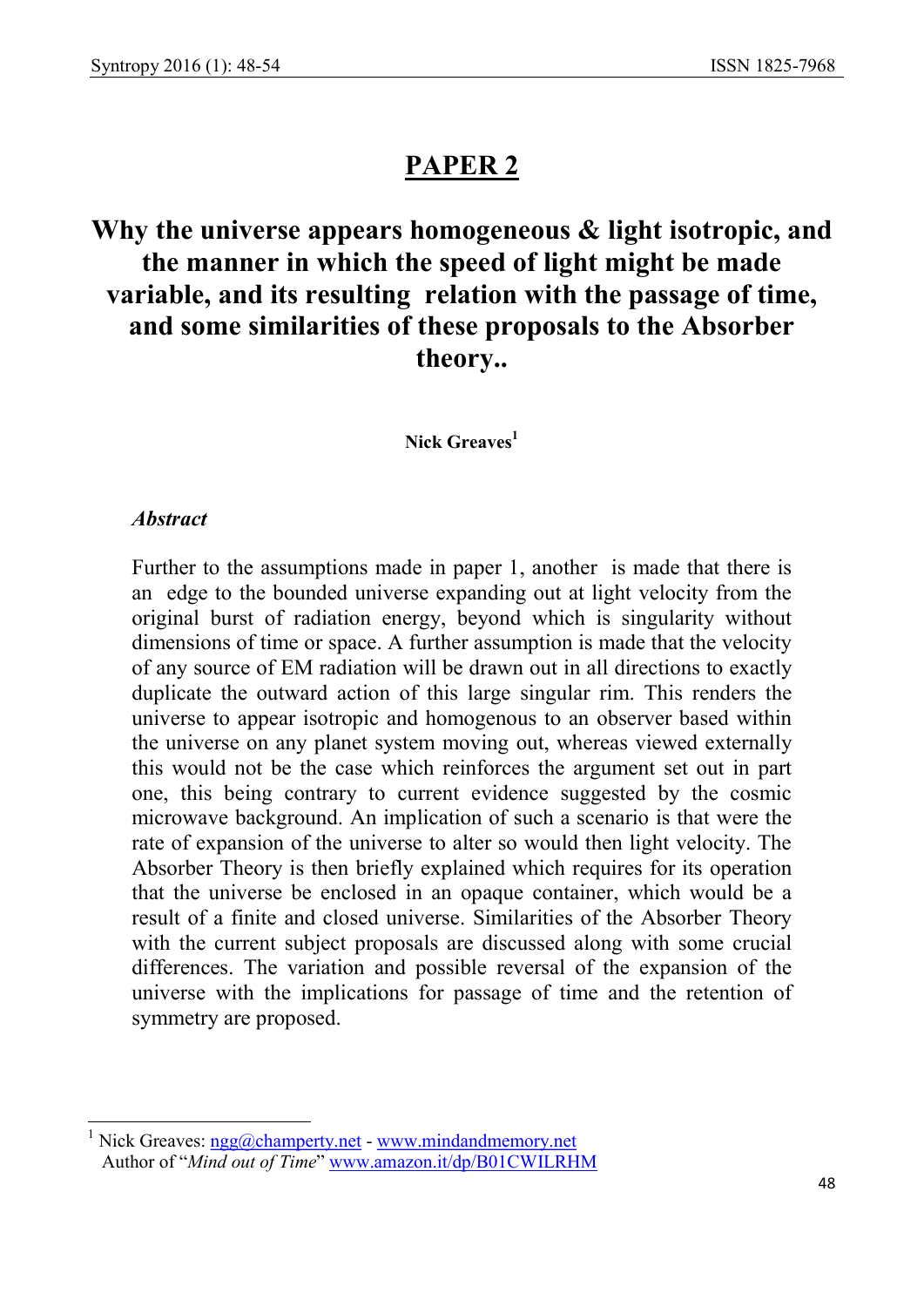# PAPER 2

# Why the universe appears homogeneous & light isotropic, and the manner in which the speed of light might be made variable, and its resulting relation with the passage of time, and some similarities of these proposals to the Absorber theory..

**Nick Greaves**[1]

### *Abstract*

Further to the assumptions made in paper 1, another is made that there is an edge to the bounded universe expanding out at light velocity from the original burst of radiation energy, beyond which is singularity without dimensions of time or space. A further assumption is made that the velocity of any source of EM radiation will be drawn out in all directions to exactly duplicate the outward action of this large singular rim. This renders the universe to appear isotropic and homogenous to an observer based within the universe on any planet system moving out, whereas viewed externally this would not be the case which reinforces the argument set out in part one, this being contrary to current evidence suggested by the cosmic microwave background. An implication of such a scenario is that were the rate of expansion of the universe to alter so would then light velocity. The Absorber Theory is then briefly explained which requires for its operation that the universe be enclosed in an opaque container, which would be a result of a finite and closed universe. Similarities of the Absorber Theory with the current subject proposals are discussed along with some crucial differences. The variation and possible reversal of the expansion of the universe with the implications for passage of time and the retention of symmetry are proposed.

---

[1] Nick Greaves: ngg@champerty.net - www.mindandmemory.net
Author of "*Mind out of Time*" www.amazon.it/dp/B01CWILRHM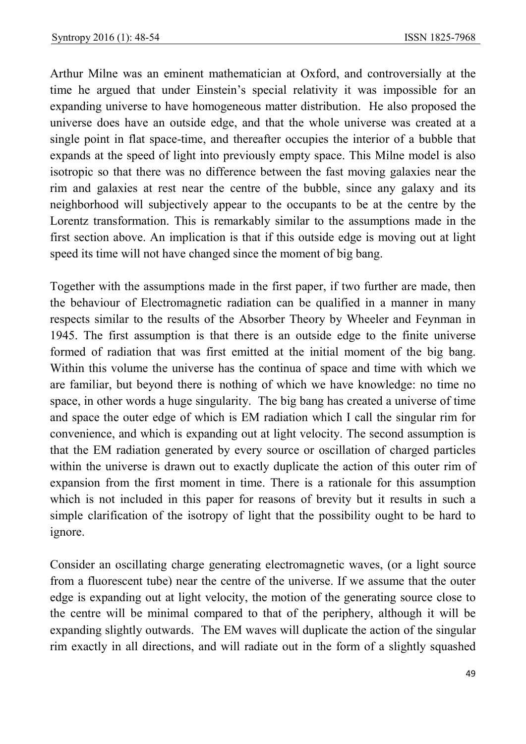Arthur Milne was an eminent mathematician at Oxford, and controversially at the time he argued that under Einstein's special relativity it was impossible for an expanding universe to have homogeneous matter distribution. He also proposed the universe does have an outside edge, and that the whole universe was created at a single point in flat space-time, and thereafter occupies the interior of a bubble that expands at the speed of light into previously empty space. This Milne model is also isotropic so that there was no difference between the fast moving galaxies near the rim and galaxies at rest near the centre of the bubble, since any galaxy and its neighborhood will subjectively appear to the occupants to be at the centre by the Lorentz transformation. This is remarkably similar to the assumptions made in the first section above. An implication is that if this outside edge is moving out at light speed its time will not have changed since the moment of big bang.

Together with the assumptions made in the first paper, if two further are made, then the behaviour of Electromagnetic radiation can be qualified in a manner in many respects similar to the results of the Absorber Theory by Wheeler and Feynman in 1945. The first assumption is that there is an outside edge to the finite universe formed of radiation that was first emitted at the initial moment of the big bang. Within this volume the universe has the continua of space and time with which we are familiar, but beyond there is nothing of which we have knowledge: no time no space, in other words a huge singularity. The big bang has created a universe of time and space the outer edge of which is EM radiation which I call the singular rim for convenience, and which is expanding out at light velocity. The second assumption is that the EM radiation generated by every source or oscillation of charged particles within the universe is drawn out to exactly duplicate the action of this outer rim of expansion from the first moment in time. There is a rationale for this assumption which is not included in this paper for reasons of brevity but it results in such a simple clarification of the isotropy of light that the possibility ought to be hard to ignore.

Consider an oscillating charge generating electromagnetic waves, (or a light source from a fluorescent tube) near the centre of the universe. If we assume that the outer edge is expanding out at light velocity, the motion of the generating source close to the centre will be minimal compared to that of the periphery, although it will be expanding slightly outwards. The EM waves will duplicate the action of the singular rim exactly in all directions, and will radiate out in the form of a slightly squashed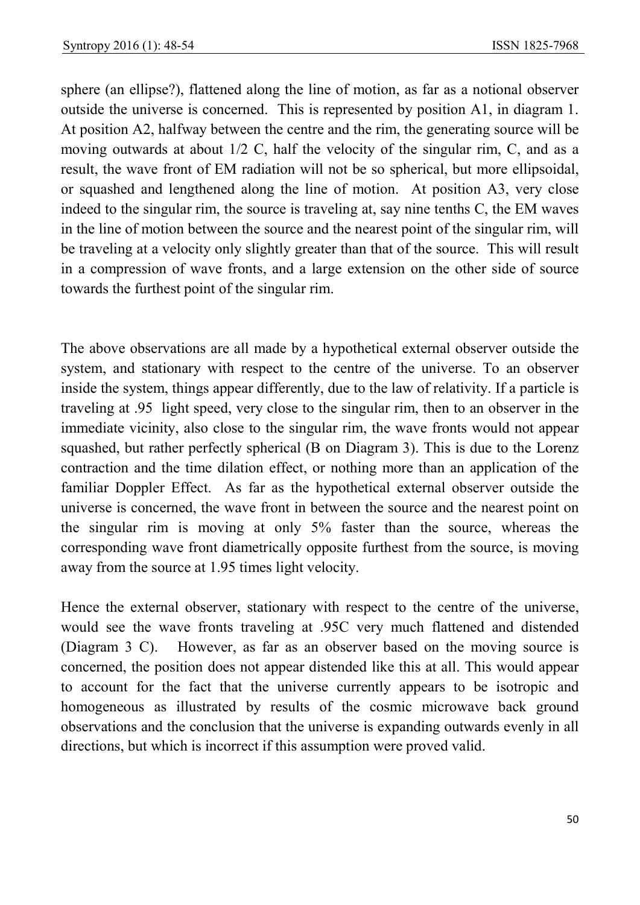sphere (an ellipse?), flattened along the line of motion, as far as a notional observer outside the universe is concerned. This is represented by position A1, in diagram 1. At position A2, halfway between the centre and the rim, the generating source will be moving outwards at about 1/2 C, half the velocity of the singular rim, C, and as a result, the wave front of EM radiation will not be so spherical, but more ellipsoidal, or squashed and lengthened along the line of motion. At position A3, very close indeed to the singular rim, the source is traveling at, say nine tenths C, the EM waves in the line of motion between the source and the nearest point of the singular rim, will be traveling at a velocity only slightly greater than that of the source. This will result in a compression of wave fronts, and a large extension on the other side of source towards the furthest point of the singular rim.

The above observations are all made by a hypothetical external observer outside the system, and stationary with respect to the centre of the universe. To an observer inside the system, things appear differently, due to the law of relativity. If a particle is traveling at .95 light speed, very close to the singular rim, then to an observer in the immediate vicinity, also close to the singular rim, the wave fronts would not appear squashed, but rather perfectly spherical (B on Diagram 3). This is due to the Lorenz contraction and the time dilation effect, or nothing more than an application of the familiar Doppler Effect. As far as the hypothetical external observer outside the universe is concerned, the wave front in between the source and the nearest point on the singular rim is moving at only 5% faster than the source, whereas the corresponding wave front diametrically opposite furthest from the source, is moving away from the source at 1.95 times light velocity.

Hence the external observer, stationary with respect to the centre of the universe, would see the wave fronts traveling at .95C very much flattened and distended (Diagram 3 C). However, as far as an observer based on the moving source is concerned, the position does not appear distended like this at all. This would appear to account for the fact that the universe currently appears to be isotropic and homogeneous as illustrated by results of the cosmic microwave back ground observations and the conclusion that the universe is expanding outwards evenly in all directions, but which is incorrect if this assumption were proved valid.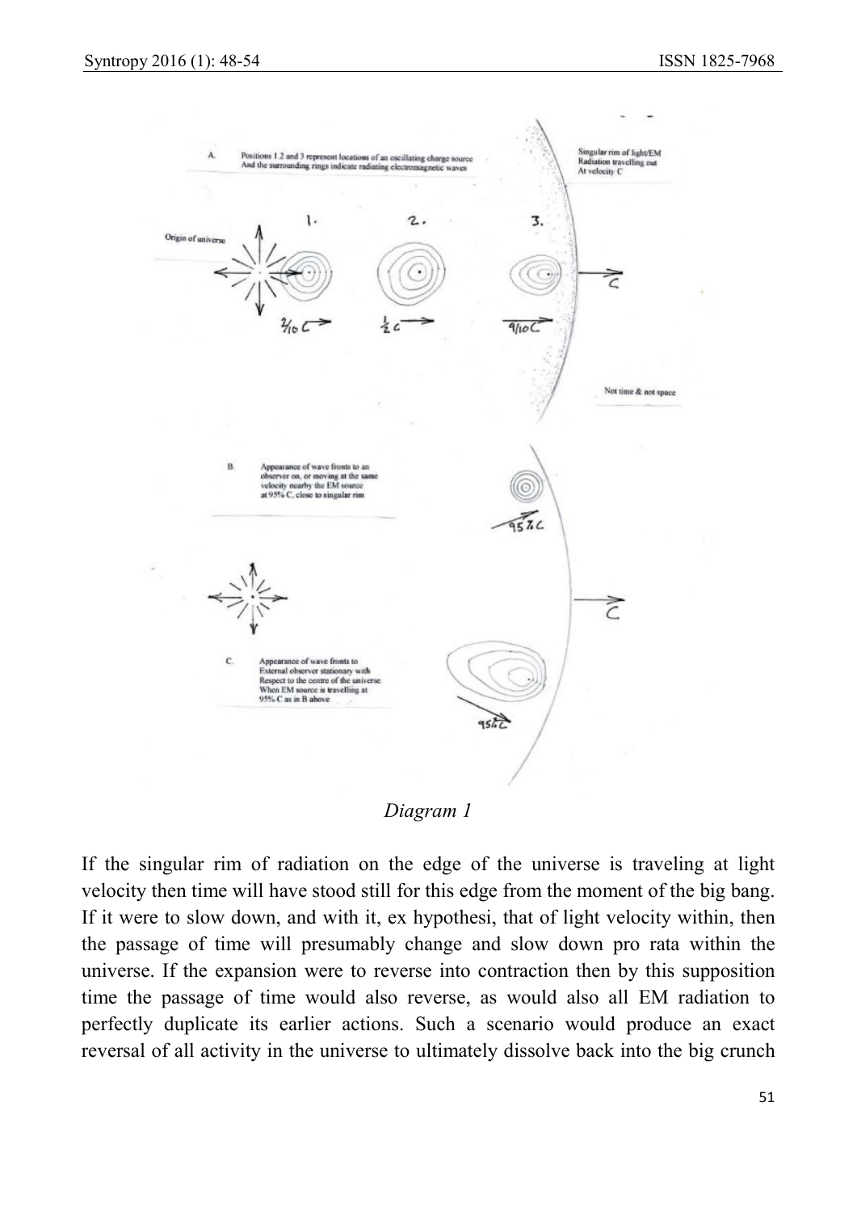A. Positions 1.2 and 3 represent locations of an oscillating charge source And the surrounding rings indicate radiating electromagnetic waves

Singular rim of light/EM Radiation travelling out At velocity C

Origin of universe

1. 2. 3.

2/10 C → ½ C → 9/10 C → C

Not time & not space

B. Appearance of wave fronts to an observer on, or moving at the same velocity nearby the EM source at 95% C, close to singular rim

95% C

C

C. Appearance of wave fronts to External observer stationary with Respect to the centre of the universe When EM source is travelling at 95% C as in B above

95% C

*Diagram 1*

If the singular rim of radiation on the edge of the universe is traveling at light velocity then time will have stood still for this edge from the moment of the big bang. If it were to slow down, and with it, ex hypothesi, that of light velocity within, then the passage of time will presumably change and slow down pro rata within the universe. If the expansion were to reverse into contraction then by this supposition time the passage of time would also reverse, as would also all EM radiation to perfectly duplicate its earlier actions. Such a scenario would produce an exact reversal of all activity in the universe to ultimately dissolve back into the big crunch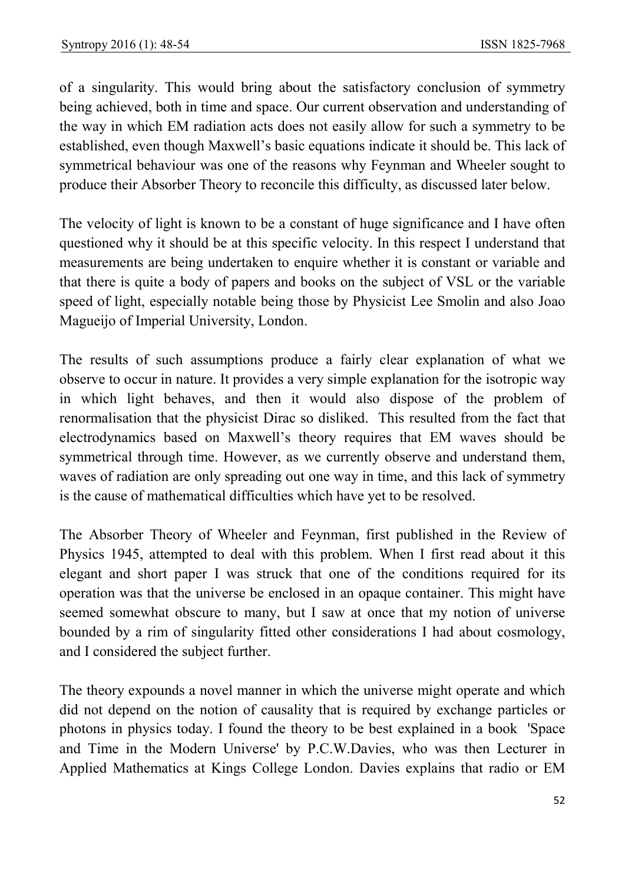of a singularity. This would bring about the satisfactory conclusion of symmetry being achieved, both in time and space. Our current observation and understanding of the way in which EM radiation acts does not easily allow for such a symmetry to be established, even though Maxwell's basic equations indicate it should be. This lack of symmetrical behaviour was one of the reasons why Feynman and Wheeler sought to produce their Absorber Theory to reconcile this difficulty, as discussed later below.

The velocity of light is known to be a constant of huge significance and I have often questioned why it should be at this specific velocity. In this respect I understand that measurements are being undertaken to enquire whether it is constant or variable and that there is quite a body of papers and books on the subject of VSL or the variable speed of light, especially notable being those by Physicist Lee Smolin and also Joao Magueijo of Imperial University, London.

The results of such assumptions produce a fairly clear explanation of what we observe to occur in nature. It provides a very simple explanation for the isotropic way in which light behaves, and then it would also dispose of the problem of renormalisation that the physicist Dirac so disliked. This resulted from the fact that electrodynamics based on Maxwell's theory requires that EM waves should be symmetrical through time. However, as we currently observe and understand them, waves of radiation are only spreading out one way in time, and this lack of symmetry is the cause of mathematical difficulties which have yet to be resolved.

The Absorber Theory of Wheeler and Feynman, first published in the Review of Physics 1945, attempted to deal with this problem. When I first read about it this elegant and short paper I was struck that one of the conditions required for its operation was that the universe be enclosed in an opaque container. This might have seemed somewhat obscure to many, but I saw at once that my notion of universe bounded by a rim of singularity fitted other considerations I had about cosmology, and I considered the subject further.

The theory expounds a novel manner in which the universe might operate and which did not depend on the notion of causality that is required by exchange particles or photons in physics today. I found the theory to be best explained in a book 'Space and Time in the Modern Universe' by P.C.W.Davies, who was then Lecturer in Applied Mathematics at Kings College London. Davies explains that radio or EM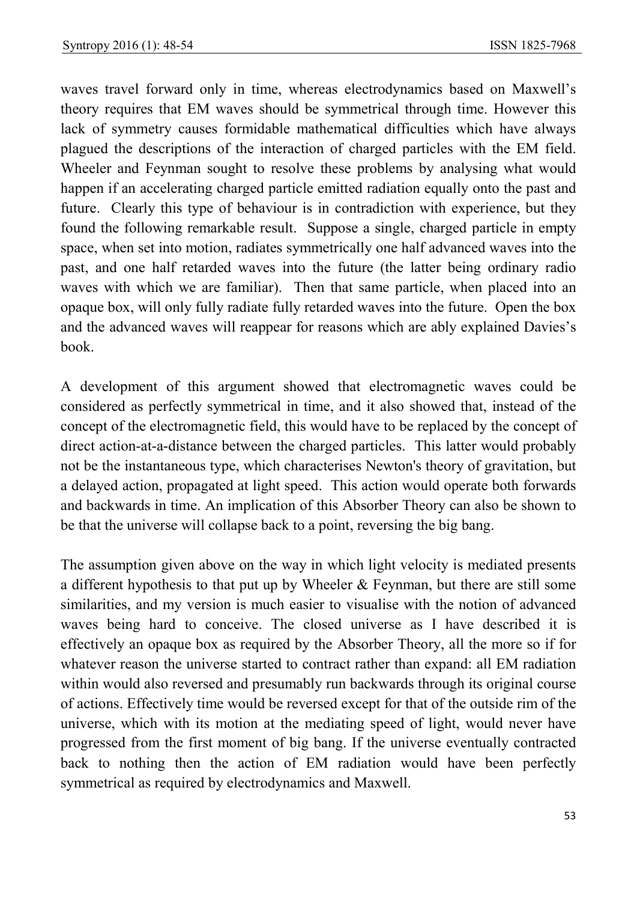waves travel forward only in time, whereas electrodynamics based on Maxwell's theory requires that EM waves should be symmetrical through time. However this lack of symmetry causes formidable mathematical difficulties which have always plagued the descriptions of the interaction of charged particles with the EM field. Wheeler and Feynman sought to resolve these problems by analysing what would happen if an accelerating charged particle emitted radiation equally onto the past and future. Clearly this type of behaviour is in contradiction with experience, but they found the following remarkable result. Suppose a single, charged particle in empty space, when set into motion, radiates symmetrically one half advanced waves into the past, and one half retarded waves into the future (the latter being ordinary radio waves with which we are familiar). Then that same particle, when placed into an opaque box, will only fully radiate fully retarded waves into the future. Open the box and the advanced waves will reappear for reasons which are ably explained Davies's book.

A development of this argument showed that electromagnetic waves could be considered as perfectly symmetrical in time, and it also showed that, instead of the concept of the electromagnetic field, this would have to be replaced by the concept of direct action-at-a-distance between the charged particles. This latter would probably not be the instantaneous type, which characterises Newton's theory of gravitation, but a delayed action, propagated at light speed. This action would operate both forwards and backwards in time. An implication of this Absorber Theory can also be shown to be that the universe will collapse back to a point, reversing the big bang.

The assumption given above on the way in which light velocity is mediated presents a different hypothesis to that put up by Wheeler & Feynman, but there are still some similarities, and my version is much easier to visualise with the notion of advanced waves being hard to conceive. The closed universe as I have described it is effectively an opaque box as required by the Absorber Theory, all the more so if for whatever reason the universe started to contract rather than expand: all EM radiation within would also reversed and presumably run backwards through its original course of actions. Effectively time would be reversed except for that of the outside rim of the universe, which with its motion at the mediating speed of light, would never have progressed from the first moment of big bang. If the universe eventually contracted back to nothing then the action of EM radiation would have been perfectly symmetrical as required by electrodynamics and Maxwell.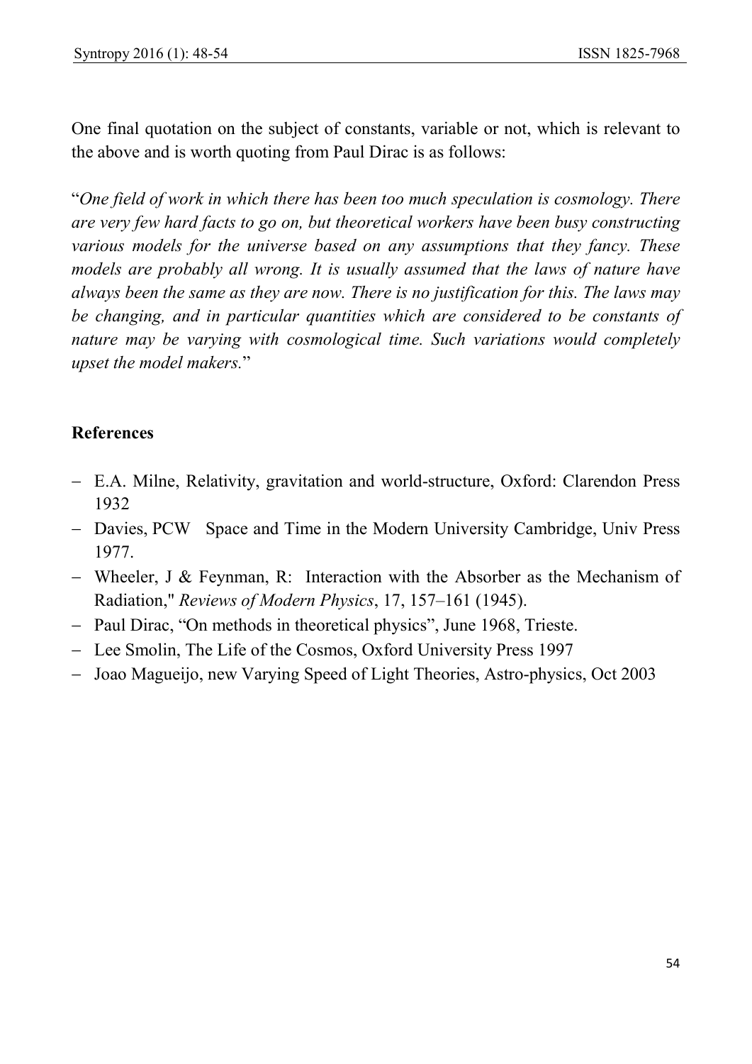One final quotation on the subject of constants, variable or not, which is relevant to the above and is worth quoting from Paul Dirac is as follows:

"*One field of work in which there has been too much speculation is cosmology. There are very few hard facts to go on, but theoretical workers have been busy constructing various models for the universe based on any assumptions that they fancy. These models are probably all wrong. It is usually assumed that the laws of nature have always been the same as they are now. There is no justification for this. The laws may be changing, and in particular quantities which are considered to be constants of nature may be varying with cosmological time. Such variations would completely upset the model makers.*"

**References**

- E.A. Milne, Relativity, gravitation and world-structure, Oxford: Clarendon Press 1932
- Davies, PCW Space and Time in the Modern University Cambridge, Univ Press 1977.
- Wheeler, J & Feynman, R: Interaction with the Absorber as the Mechanism of Radiation," *Reviews of Modern Physics*, 17, 157–161 (1945).
- Paul Dirac, "On methods in theoretical physics", June 1968, Trieste.
- Lee Smolin, The Life of the Cosmos, Oxford University Press 1997
- Joao Magueijo, new Varying Speed of Light Theories, Astro-physics, Oct 2003